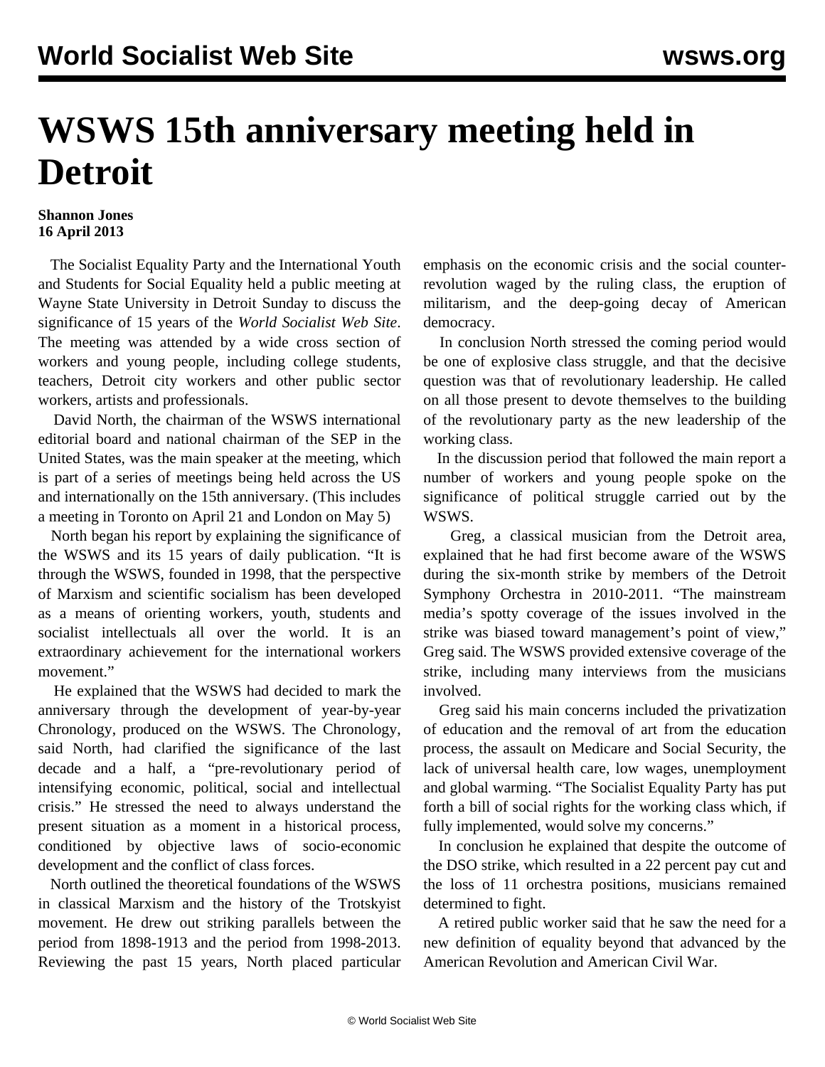# WSWS 15th anniversary meeting held in Detroit

**Shannon Jones**
**16 April 2013**

The Socialist Equality Party and the International Youth and Students for Social Equality held a public meeting at Wayne State University in Detroit Sunday to discuss the significance of 15 years of the *World Socialist Web Site*. The meeting was attended by a wide cross section of workers and young people, including college students, teachers, Detroit city workers and other public sector workers, artists and professionals.

David North, the chairman of the WSWS international editorial board and national chairman of the SEP in the United States, was the main speaker at the meeting, which is part of a series of meetings being held across the US and internationally on the 15th anniversary. (This includes a meeting in Toronto on April 21 and London on May 5)

North began his report by explaining the significance of the WSWS and its 15 years of daily publication. "It is through the WSWS, founded in 1998, that the perspective of Marxism and scientific socialism has been developed as a means of orienting workers, youth, students and socialist intellectuals all over the world. It is an extraordinary achievement for the international workers movement."

He explained that the WSWS had decided to mark the anniversary through the development of year-by-year Chronology, produced on the WSWS. The Chronology, said North, had clarified the significance of the last decade and a half, a "pre-revolutionary period of intensifying economic, political, social and intellectual crisis." He stressed the need to always understand the present situation as a moment in a historical process, conditioned by objective laws of socio-economic development and the conflict of class forces.

North outlined the theoretical foundations of the WSWS in classical Marxism and the history of the Trotskyist movement. He drew out striking parallels between the period from 1898-1913 and the period from 1998-2013. Reviewing the past 15 years, North placed particular emphasis on the economic crisis and the social counter-revolution waged by the ruling class, the eruption of militarism, and the deep-going decay of American democracy.

In conclusion North stressed the coming period would be one of explosive class struggle, and that the decisive question was that of revolutionary leadership. He called on all those present to devote themselves to the building of the revolutionary party as the new leadership of the working class.

In the discussion period that followed the main report a number of workers and young people spoke on the significance of political struggle carried out by the WSWS.

Greg, a classical musician from the Detroit area, explained that he had first become aware of the WSWS during the six-month strike by members of the Detroit Symphony Orchestra in 2010-2011. "The mainstream media's spotty coverage of the issues involved in the strike was biased toward management's point of view," Greg said. The WSWS provided extensive coverage of the strike, including many interviews from the musicians involved.

Greg said his main concerns included the privatization of education and the removal of art from the education process, the assault on Medicare and Social Security, the lack of universal health care, low wages, unemployment and global warming. "The Socialist Equality Party has put forth a bill of social rights for the working class which, if fully implemented, would solve my concerns."

In conclusion he explained that despite the outcome of the DSO strike, which resulted in a 22 percent pay cut and the loss of 11 orchestra positions, musicians remained determined to fight.

A retired public worker said that he saw the need for a new definition of equality beyond that advanced by the American Revolution and American Civil War.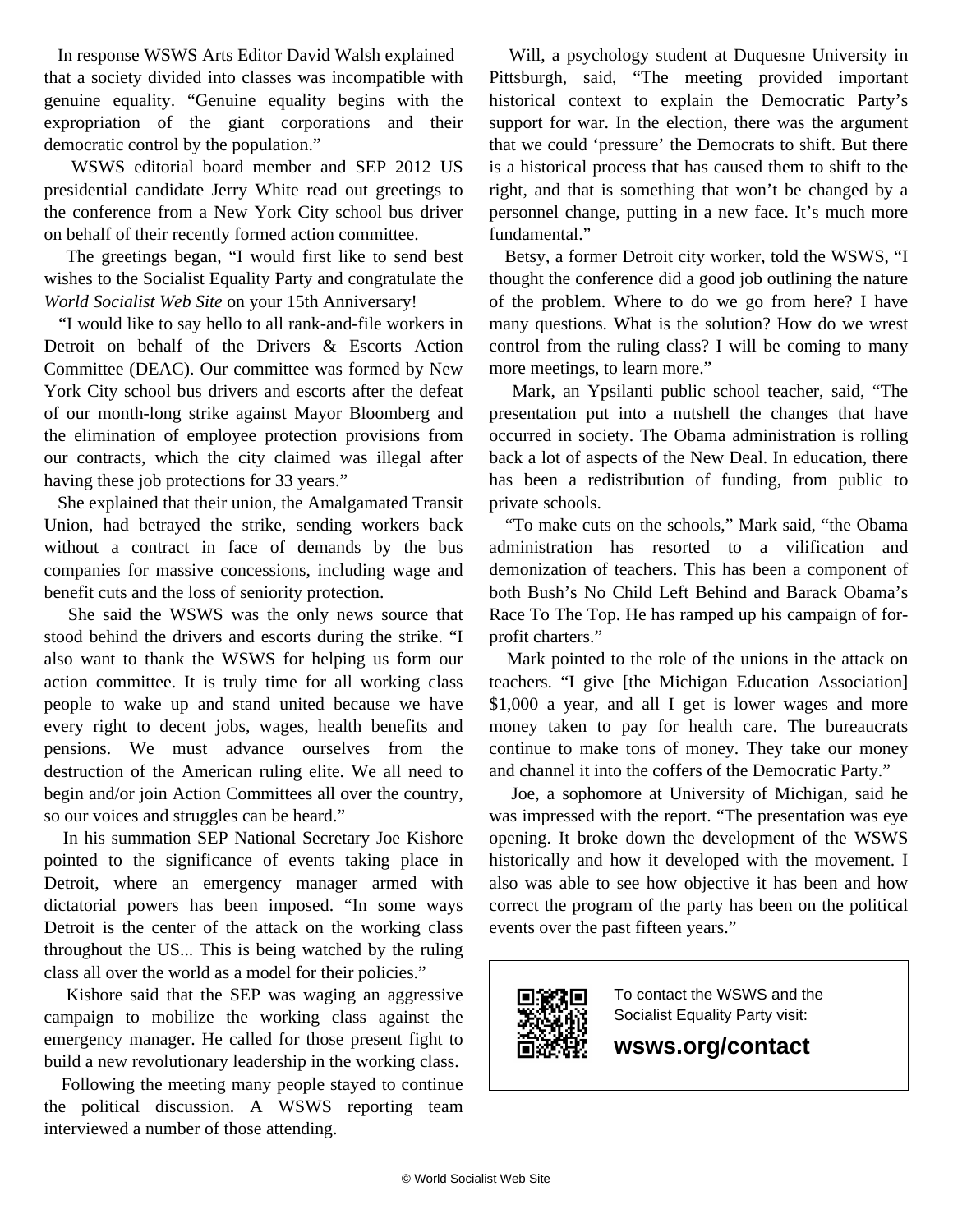In response WSWS Arts Editor David Walsh explained that a society divided into classes was incompatible with genuine equality. “Genuine equality begins with the expropriation of the giant corporations and their democratic control by the population.”

WSWS editorial board member and SEP 2012 US presidential candidate Jerry White read out greetings to the conference from a New York City school bus driver on behalf of their recently formed action committee.

The greetings began, “I would first like to send best wishes to the Socialist Equality Party and congratulate the *World Socialist Web Site* on your 15th Anniversary!

“I would like to say hello to all rank-and-file workers in Detroit on behalf of the Drivers & Escorts Action Committee (DEAC). Our committee was formed by New York City school bus drivers and escorts after the defeat of our month-long strike against Mayor Bloomberg and the elimination of employee protection provisions from our contracts, which the city claimed was illegal after having these job protections for 33 years.”

She explained that their union, the Amalgamated Transit Union, had betrayed the strike, sending workers back without a contract in face of demands by the bus companies for massive concessions, including wage and benefit cuts and the loss of seniority protection.

She said the WSWS was the only news source that stood behind the drivers and escorts during the strike. “I also want to thank the WSWS for helping us form our action committee. It is truly time for all working class people to wake up and stand united because we have every right to decent jobs, wages, health benefits and pensions. We must advance ourselves from the destruction of the American ruling elite. We all need to begin and/or join Action Committees all over the country, so our voices and struggles can be heard.”

In his summation SEP National Secretary Joe Kishore pointed to the significance of events taking place in Detroit, where an emergency manager armed with dictatorial powers has been imposed. “In some ways Detroit is the center of the attack on the working class throughout the US... This is being watched by the ruling class all over the world as a model for their policies.”

Kishore said that the SEP was waging an aggressive campaign to mobilize the working class against the emergency manager. He called for those present fight to build a new revolutionary leadership in the working class.

Following the meeting many people stayed to continue the political discussion. A WSWS reporting team interviewed a number of those attending.

Will, a psychology student at Duquesne University in Pittsburgh, said, “The meeting provided important historical context to explain the Democratic Party’s support for war. In the election, there was the argument that we could ‘pressure’ the Democrats to shift. But there is a historical process that has caused them to shift to the right, and that is something that won’t be changed by a personnel change, putting in a new face. It’s much more fundamental.”

Betsy, a former Detroit city worker, told the WSWS, “I thought the conference did a good job outlining the nature of the problem. Where to do we go from here? I have many questions. What is the solution? How do we wrest control from the ruling class? I will be coming to many more meetings, to learn more.”

Mark, an Ypsilanti public school teacher, said, “The presentation put into a nutshell the changes that have occurred in society. The Obama administration is rolling back a lot of aspects of the New Deal. In education, there has been a redistribution of funding, from public to private schools.

“To make cuts on the schools,” Mark said, “the Obama administration has resorted to a vilification and demonization of teachers. This has been a component of both Bush’s No Child Left Behind and Barack Obama’s Race To The Top. He has ramped up his campaign of for-profit charters.”

Mark pointed to the role of the unions in the attack on teachers. “I give [the Michigan Education Association] $1,000 a year, and all I get is lower wages and more money taken to pay for health care. The bureaucrats continue to make tons of money. They take our money and channel it into the coffers of the Democratic Party.”

Joe, a sophomore at University of Michigan, said he was impressed with the report. “The presentation was eye opening. It broke down the development of the WSWS historically and how it developed with the movement. I also was able to see how objective it has been and how correct the program of the party has been on the political events over the past fifteen years.”

To contact the WSWS and the Socialist Equality Party visit:

**wsws.org/contact**